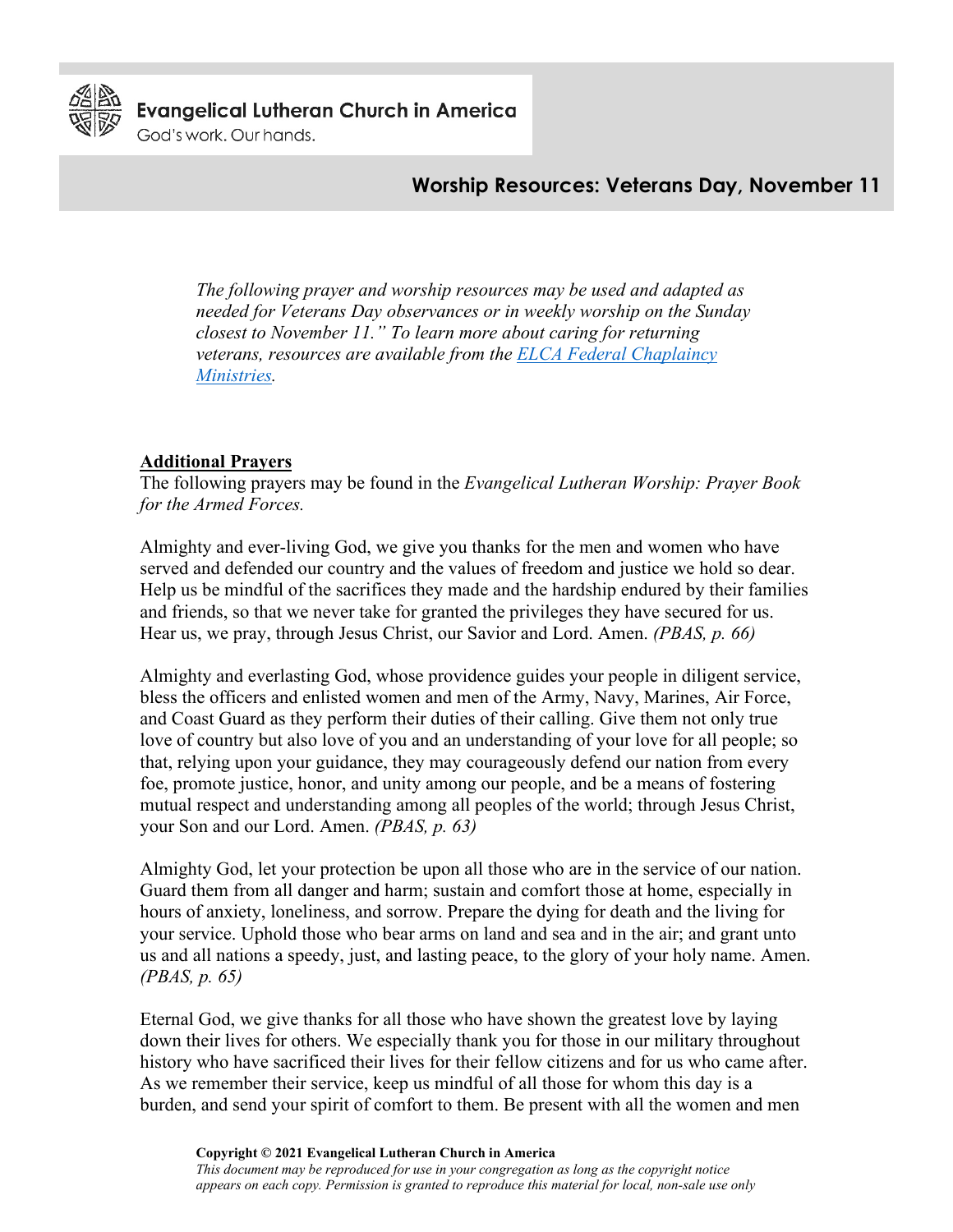Evangelical Lutheran Church in America

God's work. Our hands.

# Worship Resources: Veterans Day, November 11

*The following prayer and worship resources may be used and adapted as needed for Veterans Day observances or in weekly worship on the Sunday closest to November 11." To learn more about caring for returning veterans, resources are available from the [ELCA Federal Chaplaincy Ministries](ELCA Federal Chaplaincy Ministries).*

## Additional Prayers

The following prayers may be found in the *Evangelical Lutheran Worship: Prayer Book for the Armed Forces.*

Almighty and ever-living God, we give you thanks for the men and women who have served and defended our country and the values of freedom and justice we hold so dear. Help us be mindful of the sacrifices they made and the hardship endured by their families and friends, so that we never take for granted the privileges they have secured for us. Hear us, we pray, through Jesus Christ, our Savior and Lord. Amen. *(PBAS, p. 66)*

Almighty and everlasting God, whose providence guides your people in diligent service, bless the officers and enlisted women and men of the Army, Navy, Marines, Air Force, and Coast Guard as they perform their duties of their calling. Give them not only true love of country but also love of you and an understanding of your love for all people; so that, relying upon your guidance, they may courageously defend our nation from every foe, promote justice, honor, and unity among our people, and be a means of fostering mutual respect and understanding among all peoples of the world; through Jesus Christ, your Son and our Lord. Amen. *(PBAS, p. 63)*

Almighty God, let your protection be upon all those who are in the service of our nation. Guard them from all danger and harm; sustain and comfort those at home, especially in hours of anxiety, loneliness, and sorrow. Prepare the dying for death and the living for your service. Uphold those who bear arms on land and sea and in the air; and grant unto us and all nations a speedy, just, and lasting peace, to the glory of your holy name. Amen. *(PBAS, p. 65)*

Eternal God, we give thanks for all those who have shown the greatest love by laying down their lives for others. We especially thank you for those in our military throughout history who have sacrificed their lives for their fellow citizens and for us who came after. As we remember their service, keep us mindful of all those for whom this day is a burden, and send your spirit of comfort to them. Be present with all the women and men

**Copyright © 2021 Evangelical Lutheran Church in America**
*This document may be reproduced for use in your congregation as long as the copyright notice appears on each copy. Permission is granted to reproduce this material for local, non-sale use only*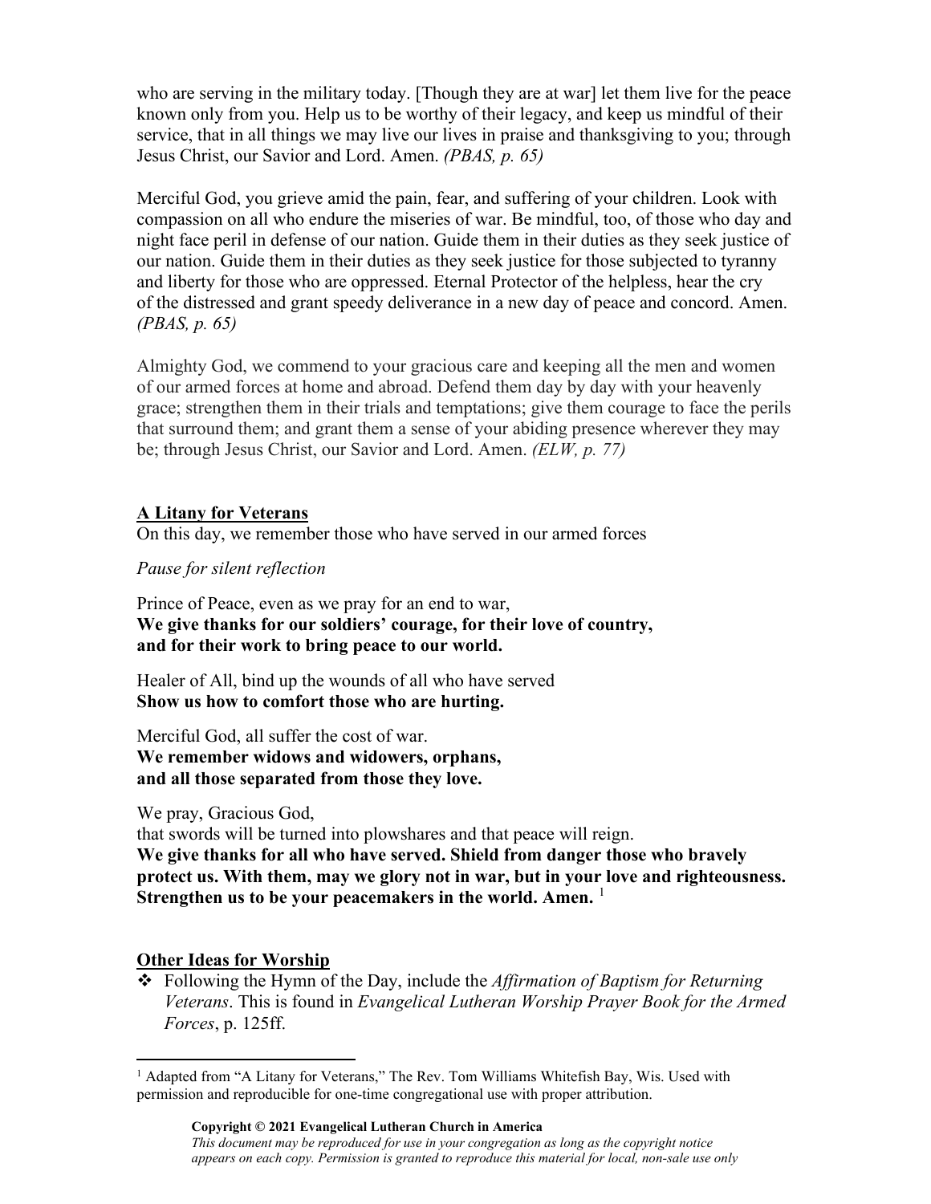who are serving in the military today. [Though they are at war] let them live for the peace known only from you. Help us to be worthy of their legacy, and keep us mindful of their service, that in all things we may live our lives in praise and thanksgiving to you; through Jesus Christ, our Savior and Lord. Amen. *(PBAS, p. 65)*

Merciful God, you grieve amid the pain, fear, and suffering of your children. Look with compassion on all who endure the miseries of war. Be mindful, too, of those who day and night face peril in defense of our nation. Guide them in their duties as they seek justice of our nation. Guide them in their duties as they seek justice for those subjected to tyranny and liberty for those who are oppressed. Eternal Protector of the helpless, hear the cry of the distressed and grant speedy deliverance in a new day of peace and concord. Amen. *(PBAS, p. 65)*

Almighty God, we commend to your gracious care and keeping all the men and women of our armed forces at home and abroad. Defend them day by day with your heavenly grace; strengthen them in their trials and temptations; give them courage to face the perils that surround them; and grant them a sense of your abiding presence wherever they may be; through Jesus Christ, our Savior and Lord. Amen. *(ELW, p. 77)*

## A Litany for Veterans

On this day, we remember those who have served in our armed forces

*Pause for silent reflection*

Prince of Peace, even as we pray for an end to war,
**We give thanks for our soldiers' courage, for their love of country, and for their work to bring peace to our world.**

Healer of All, bind up the wounds of all who have served
**Show us how to comfort those who are hurting.**

Merciful God, all suffer the cost of war.
**We remember widows and widowers, orphans, and all those separated from those they love.**

We pray, Gracious God,
that swords will be turned into plowshares and that peace will reign.
**We give thanks for all who have served. Shield from danger those who bravely protect us. With them, may we glory not in war, but in your love and righteousness. Strengthen us to be your peacemakers in the world. Amen.** [1]

## Other Ideas for Worship

- Following the Hymn of the Day, include the *Affirmation of Baptism for Returning Veterans*. This is found in *Evangelical Lutheran Worship Prayer Book for the Armed Forces*, p. 125ff.

[1] Adapted from "A Litany for Veterans," The Rev. Tom Williams Whitefish Bay, Wis. Used with permission and reproducible for one-time congregational use with proper attribution.

**Copyright © 2021 Evangelical Lutheran Church in America**
*This document may be reproduced for use in your congregation as long as the copyright notice appears on each copy. Permission is granted to reproduce this material for local, non-sale use only*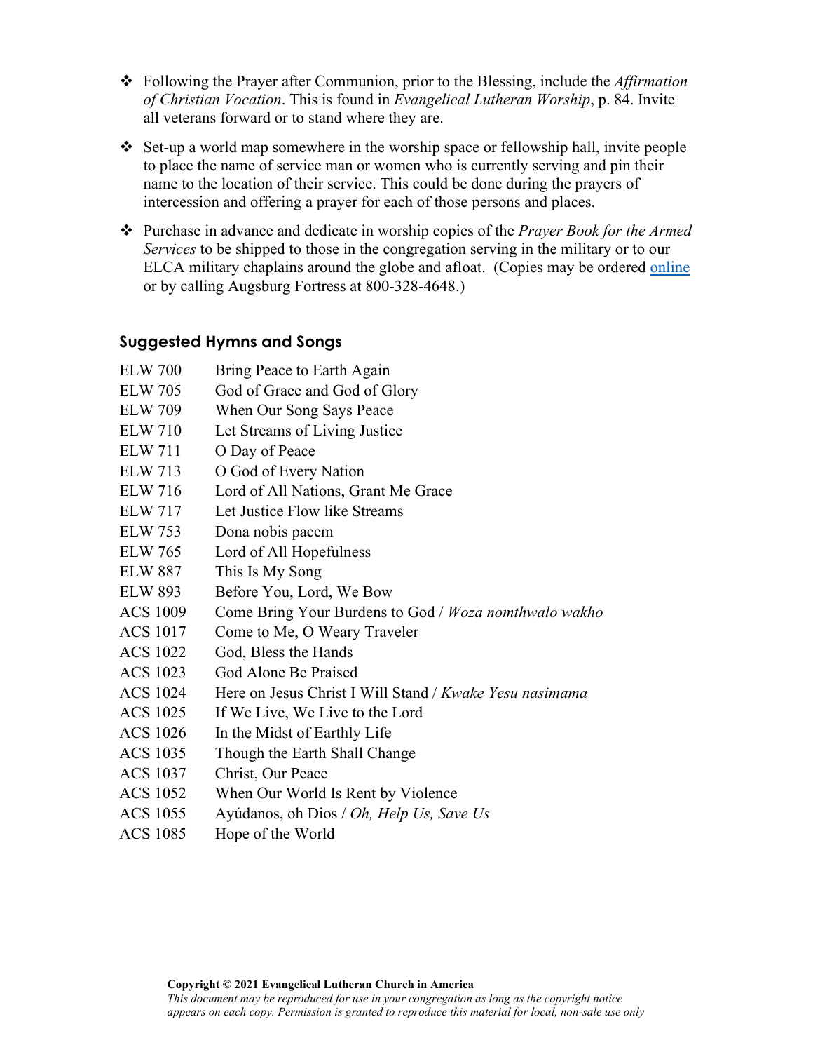- Following the Prayer after Communion, prior to the Blessing, include the *Affirmation of Christian Vocation*. This is found in *Evangelical Lutheran Worship*, p. 84. Invite all veterans forward or to stand where they are.

- Set-up a world map somewhere in the worship space or fellowship hall, invite people to place the name of service man or women who is currently serving and pin their name to the location of their service. This could be done during the prayers of intercession and offering a prayer for each of those persons and places.

- Purchase in advance and dedicate in worship copies of the *Prayer Book for the Armed Services* to be shipped to those in the congregation serving in the military or to our ELCA military chaplains around the globe and afloat. (Copies may be ordered online or by calling Augsburg Fortress at 800-328-4648.)

## Suggested Hymns and Songs

| | |
|---|---|
| ELW 700 | Bring Peace to Earth Again |
| ELW 705 | God of Grace and God of Glory |
| ELW 709 | When Our Song Says Peace |
| ELW 710 | Let Streams of Living Justice |
| ELW 711 | O Day of Peace |
| ELW 713 | O God of Every Nation |
| ELW 716 | Lord of All Nations, Grant Me Grace |
| ELW 717 | Let Justice Flow like Streams |
| ELW 753 | Dona nobis pacem |
| ELW 765 | Lord of All Hopefulness |
| ELW 887 | This Is My Song |
| ELW 893 | Before You, Lord, We Bow |
| ACS 1009 | Come Bring Your Burdens to God / *Woza nomthwalo wakho* |
| ACS 1017 | Come to Me, O Weary Traveler |
| ACS 1022 | God, Bless the Hands |
| ACS 1023 | God Alone Be Praised |
| ACS 1024 | Here on Jesus Christ I Will Stand / *Kwake Yesu nasimama* |
| ACS 1025 | If We Live, We Live to the Lord |
| ACS 1026 | In the Midst of Earthly Life |
| ACS 1035 | Though the Earth Shall Change |
| ACS 1037 | Christ, Our Peace |
| ACS 1052 | When Our World Is Rent by Violence |
| ACS 1055 | Ayúdanos, oh Dios / *Oh, Help Us, Save Us* |
| ACS 1085 | Hope of the World |

**Copyright © 2021 Evangelical Lutheran Church in America**
*This document may be reproduced for use in your congregation as long as the copyright notice appears on each copy. Permission is granted to reproduce this material for local, non-sale use only*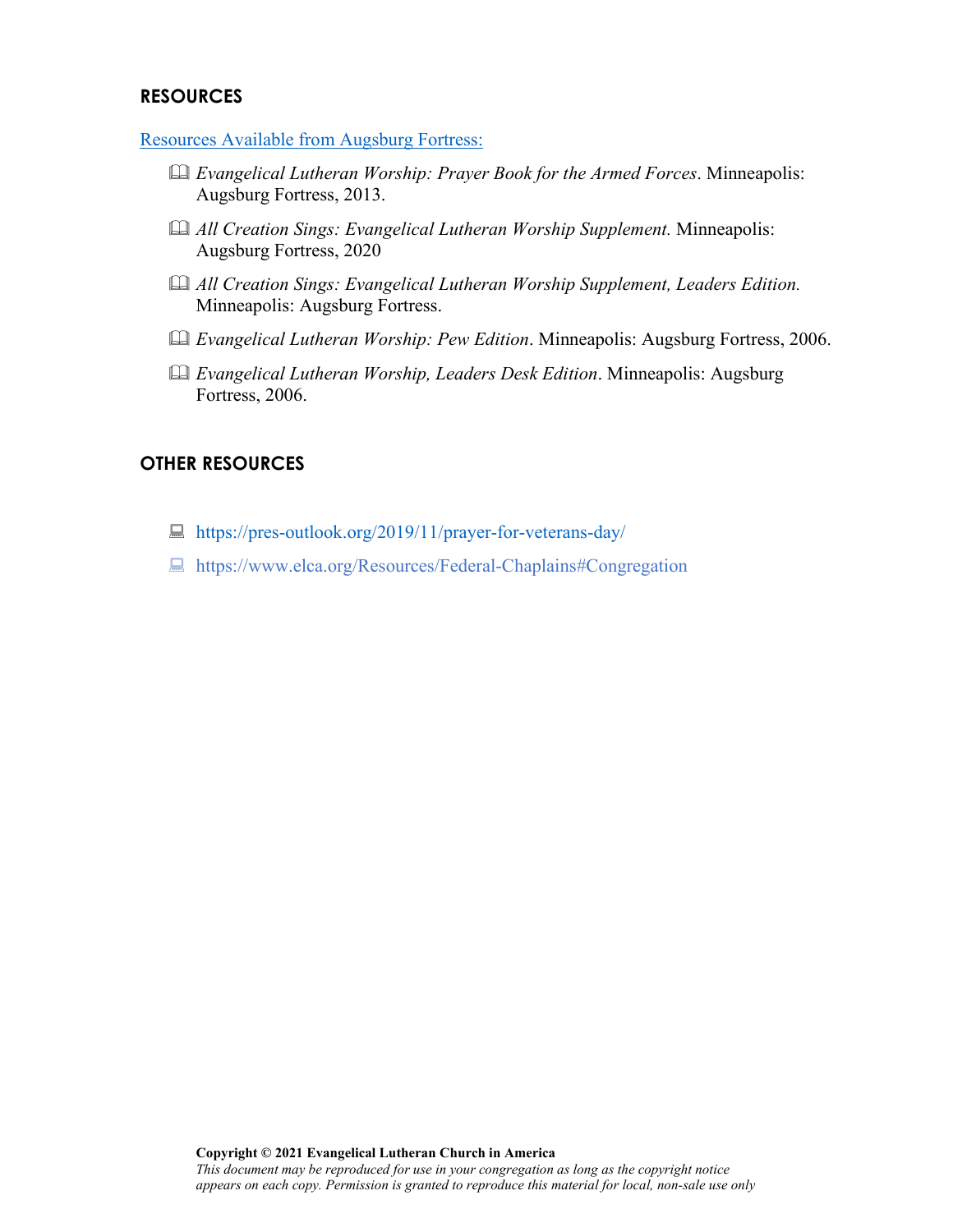## RESOURCES

Resources Available from Augsburg Fortress:

- *Evangelical Lutheran Worship: Prayer Book for the Armed Forces*. Minneapolis: Augsburg Fortress, 2013.
- *All Creation Sings: Evangelical Lutheran Worship Supplement.* Minneapolis: Augsburg Fortress, 2020
- *All Creation Sings: Evangelical Lutheran Worship Supplement, Leaders Edition.* Minneapolis: Augsburg Fortress.
- *Evangelical Lutheran Worship: Pew Edition*. Minneapolis: Augsburg Fortress, 2006.
- *Evangelical Lutheran Worship, Leaders Desk Edition*. Minneapolis: Augsburg Fortress, 2006.

## OTHER RESOURCES

- https://pres-outlook.org/2019/11/prayer-for-veterans-day/
- https://www.elca.org/Resources/Federal-Chaplains#Congregation

**Copyright © 2021 Evangelical Lutheran Church in America**
*This document may be reproduced for use in your congregation as long as the copyright notice appears on each copy. Permission is granted to reproduce this material for local, non-sale use only*